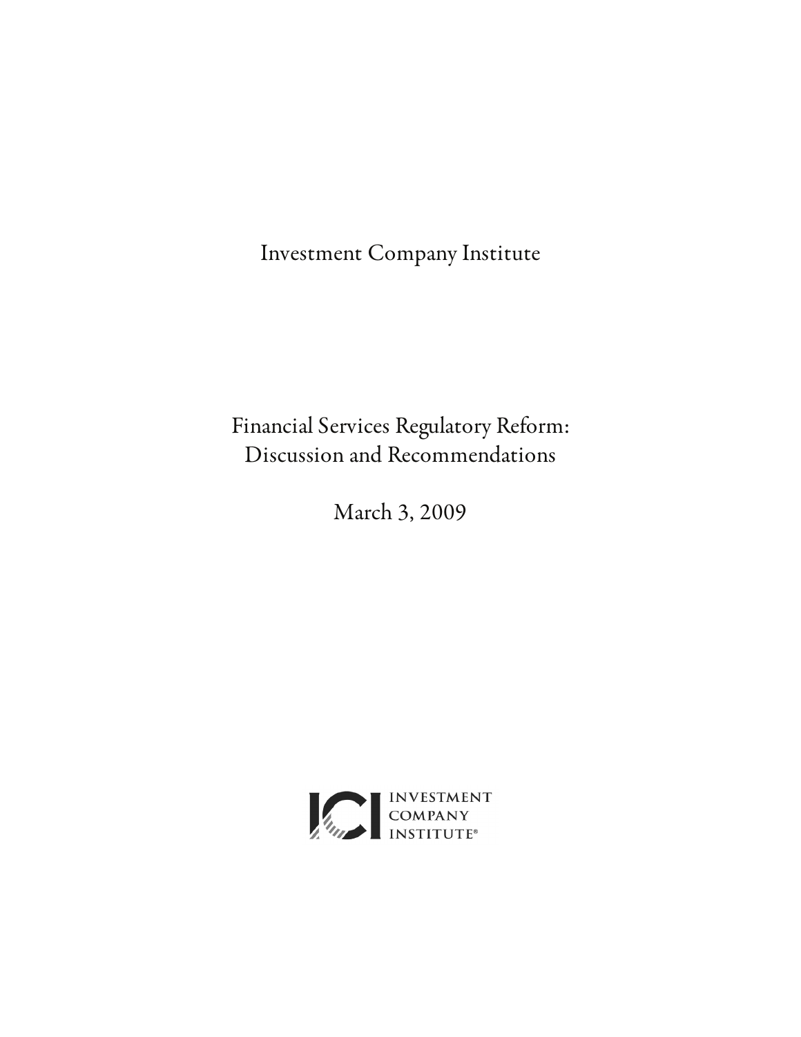Investment Company Institute

# Financial Services Regulatory Reform: Discussion and Recommendations

March 3, 2009

INVESTMENT COMPANY INSTITUTE®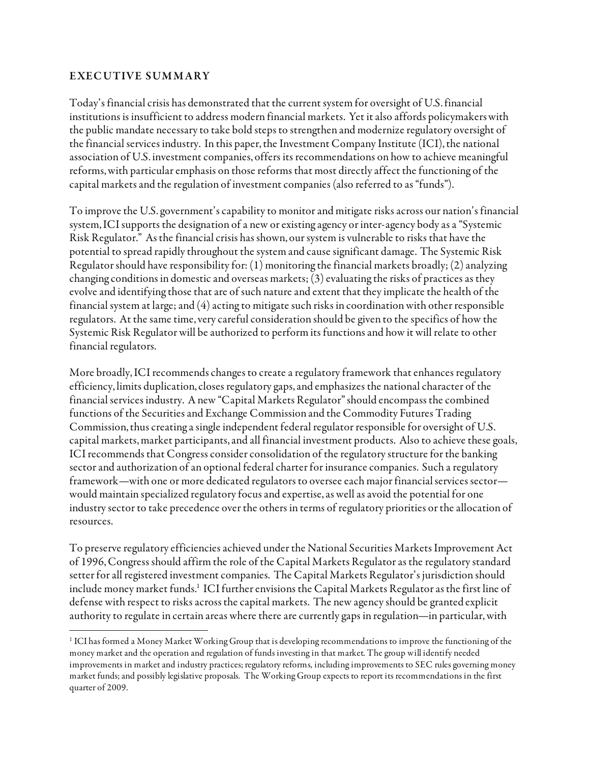## EXECUTIVE SUMMARY

Today's financial crisis has demonstrated that the current system for oversight of U.S. financial institutions is insufficient to address modern financial markets. Yet it also affords policymakers with the public mandate necessary to take bold steps to strengthen and modernize regulatory oversight of the financial services industry. In this paper, the Investment Company Institute (ICI), the national association of U.S. investment companies, offers its recommendations on how to achieve meaningful reforms, with particular emphasis on those reforms that most directly affect the functioning of the capital markets and the regulation of investment companies (also referred to as "funds").

To improve the U.S. government's capability to monitor and mitigate risks across our nation's financial system, ICI supports the designation of a new or existing agency or inter-agency body as a "Systemic Risk Regulator." As the financial crisis has shown, our system is vulnerable to risks that have the potential to spread rapidly throughout the system and cause significant damage. The Systemic Risk Regulator should have responsibility for: (1) monitoring the financial markets broadly; (2) analyzing changing conditions in domestic and overseas markets; (3) evaluating the risks of practices as they evolve and identifying those that are of such nature and extent that they implicate the health of the financial system at large; and (4) acting to mitigate such risks in coordination with other responsible regulators. At the same time, very careful consideration should be given to the specifics of how the Systemic Risk Regulator will be authorized to perform its functions and how it will relate to other financial regulators.

More broadly, ICI recommends changes to create a regulatory framework that enhances regulatory efficiency, limits duplication, closes regulatory gaps, and emphasizes the national character of the financial services industry. A new "Capital Markets Regulator" should encompass the combined functions of the Securities and Exchange Commission and the Commodity Futures Trading Commission, thus creating a single independent federal regulator responsible for oversight of U.S. capital markets, market participants, and all financial investment products. Also to achieve these goals, ICI recommends that Congress consider consolidation of the regulatory structure for the banking sector and authorization of an optional federal charter for insurance companies. Such a regulatory framework—with one or more dedicated regulators to oversee each major financial services sector—would maintain specialized regulatory focus and expertise, as well as avoid the potential for one industry sector to take precedence over the others in terms of regulatory priorities or the allocation of resources.

To preserve regulatory efficiencies achieved under the National Securities Markets Improvement Act of 1996, Congress should affirm the role of the Capital Markets Regulator as the regulatory standard setter for all registered investment companies. The Capital Markets Regulator's jurisdiction should include money market funds.[1] ICI further envisions the Capital Markets Regulator as the first line of defense with respect to risks across the capital markets. The new agency should be granted explicit authority to regulate in certain areas where there are currently gaps in regulation—in particular, with

[1] ICI has formed a Money Market Working Group that is developing recommendations to improve the functioning of the money market and the operation and regulation of funds investing in that market. The group will identify needed improvements in market and industry practices; regulatory reforms, including improvements to SEC rules governing money market funds; and possibly legislative proposals. The Working Group expects to report its recommendations in the first quarter of 2009.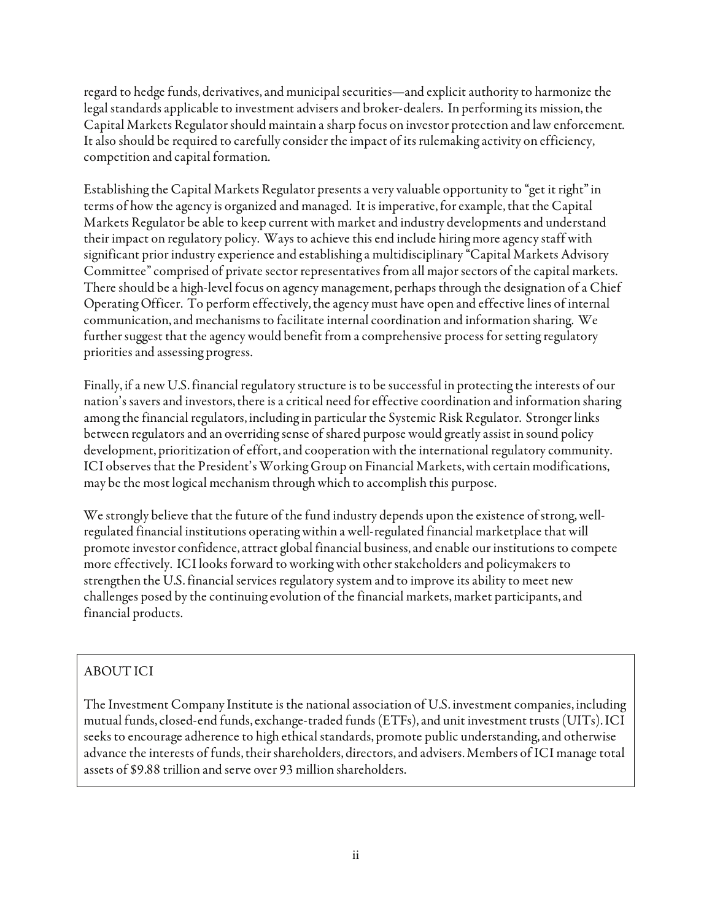regard to hedge funds, derivatives, and municipal securities—and explicit authority to harmonize the legal standards applicable to investment advisers and broker-dealers. In performing its mission, the Capital Markets Regulator should maintain a sharp focus on investor protection and law enforcement. It also should be required to carefully consider the impact of its rulemaking activity on efficiency, competition and capital formation.

Establishing the Capital Markets Regulator presents a very valuable opportunity to "get it right" in terms of how the agency is organized and managed. It is imperative, for example, that the Capital Markets Regulator be able to keep current with market and industry developments and understand their impact on regulatory policy. Ways to achieve this end include hiring more agency staff with significant prior industry experience and establishing a multidisciplinary "Capital Markets Advisory Committee" comprised of private sector representatives from all major sectors of the capital markets. There should be a high-level focus on agency management, perhaps through the designation of a Chief Operating Officer. To perform effectively, the agency must have open and effective lines of internal communication, and mechanisms to facilitate internal coordination and information sharing. We further suggest that the agency would benefit from a comprehensive process for setting regulatory priorities and assessing progress.

Finally, if a new U.S. financial regulatory structure is to be successful in protecting the interests of our nation's savers and investors, there is a critical need for effective coordination and information sharing among the financial regulators, including in particular the Systemic Risk Regulator. Stronger links between regulators and an overriding sense of shared purpose would greatly assist in sound policy development, prioritization of effort, and cooperation with the international regulatory community. ICI observes that the President's Working Group on Financial Markets, with certain modifications, may be the most logical mechanism through which to accomplish this purpose.

We strongly believe that the future of the fund industry depends upon the existence of strong, well-regulated financial institutions operating within a well-regulated financial marketplace that will promote investor confidence, attract global financial business, and enable our institutions to compete more effectively. ICI looks forward to working with other stakeholders and policymakers to strengthen the U.S. financial services regulatory system and to improve its ability to meet new challenges posed by the continuing evolution of the financial markets, market participants, and financial products.

ABOUT ICI

The Investment Company Institute is the national association of U.S. investment companies, including mutual funds, closed-end funds, exchange-traded funds (ETFs), and unit investment trusts (UITs). ICI seeks to encourage adherence to high ethical standards, promote public understanding, and otherwise advance the interests of funds, their shareholders, directors, and advisers. Members of ICI manage total assets of $9.88 trillion and serve over 93 million shareholders.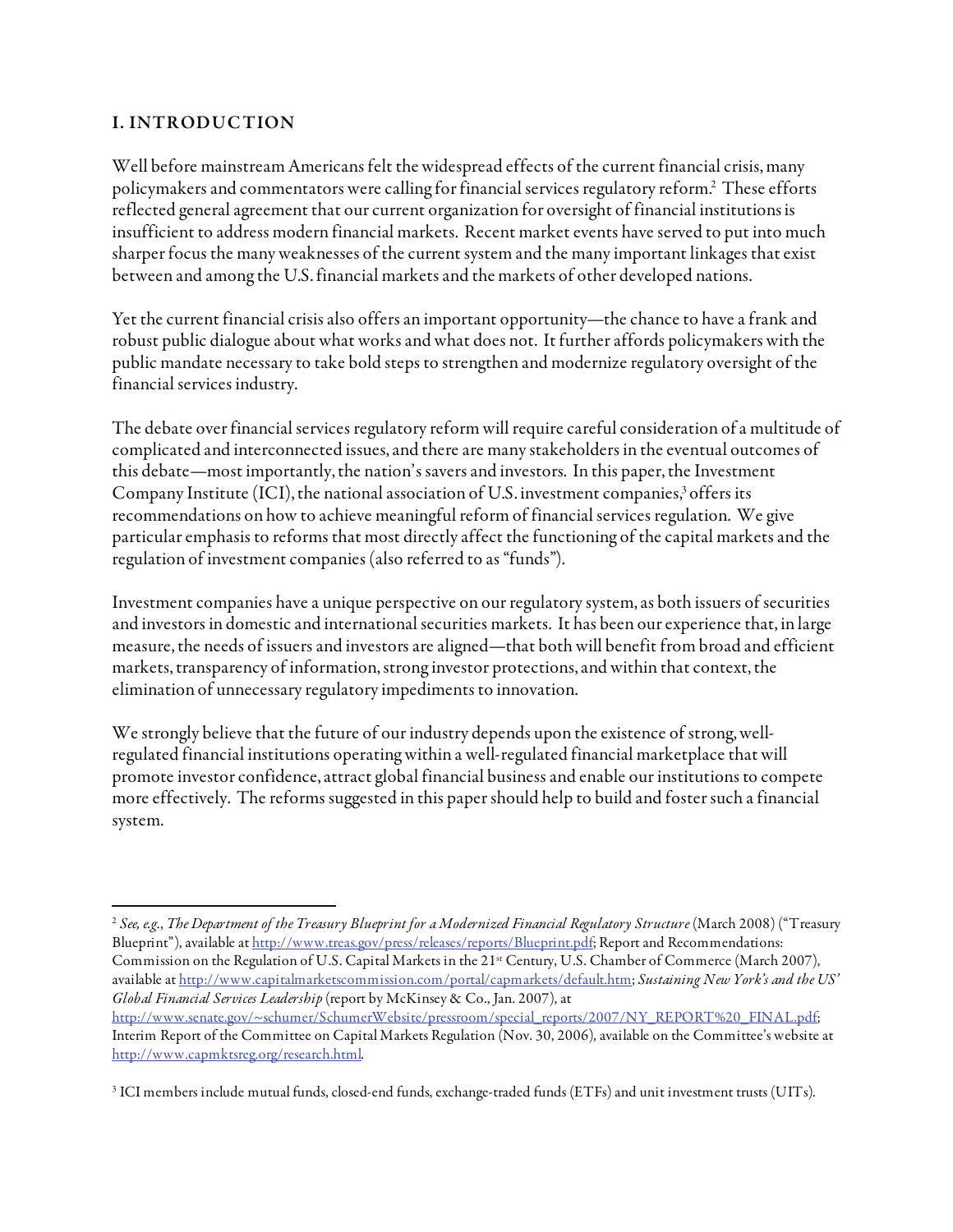## I. INTRODUCTION

Well before mainstream Americans felt the widespread effects of the current financial crisis, many policymakers and commentators were calling for financial services regulatory reform.[2] These efforts reflected general agreement that our current organization for oversight of financial institutions is insufficient to address modern financial markets. Recent market events have served to put into much sharper focus the many weaknesses of the current system and the many important linkages that exist between and among the U.S. financial markets and the markets of other developed nations.

Yet the current financial crisis also offers an important opportunity—the chance to have a frank and robust public dialogue about what works and what does not. It further affords policymakers with the public mandate necessary to take bold steps to strengthen and modernize regulatory oversight of the financial services industry.

The debate over financial services regulatory reform will require careful consideration of a multitude of complicated and interconnected issues, and there are many stakeholders in the eventual outcomes of this debate—most importantly, the nation's savers and investors. In this paper, the Investment Company Institute (ICI), the national association of U.S. investment companies,[3] offers its recommendations on how to achieve meaningful reform of financial services regulation. We give particular emphasis to reforms that most directly affect the functioning of the capital markets and the regulation of investment companies (also referred to as "funds").

Investment companies have a unique perspective on our regulatory system, as both issuers of securities and investors in domestic and international securities markets. It has been our experience that, in large measure, the needs of issuers and investors are aligned—that both will benefit from broad and efficient markets, transparency of information, strong investor protections, and within that context, the elimination of unnecessary regulatory impediments to innovation.

We strongly believe that the future of our industry depends upon the existence of strong, well-regulated financial institutions operating within a well-regulated financial marketplace that will promote investor confidence, attract global financial business and enable our institutions to compete more effectively. The reforms suggested in this paper should help to build and foster such a financial system.

---

[2] *See, e.g.*, *The Department of the Treasury Blueprint for a Modernized Financial Regulatory Structure* (March 2008) ("Treasury Blueprint"), available at http://www.treas.gov/press/releases/reports/Blueprint.pdf; Report and Recommendations: Commission on the Regulation of U.S. Capital Markets in the 21st Century, U.S. Chamber of Commerce (March 2007), available at http://www.capitalmarketscommission.com/portal/capmarkets/default.htm; *Sustaining New York's and the US' Global Financial Services Leadership* (report by McKinsey & Co., Jan. 2007), at http://www.senate.gov/~schumer/SchumerWebsite/pressroom/special_reports/2007/NY_REPORT%20_FINAL.pdf; Interim Report of the Committee on Capital Markets Regulation (Nov. 30, 2006), available on the Committee's website at http://www.capmktsreg.org/research.html.

[3] ICI members include mutual funds, closed-end funds, exchange-traded funds (ETFs) and unit investment trusts (UITs).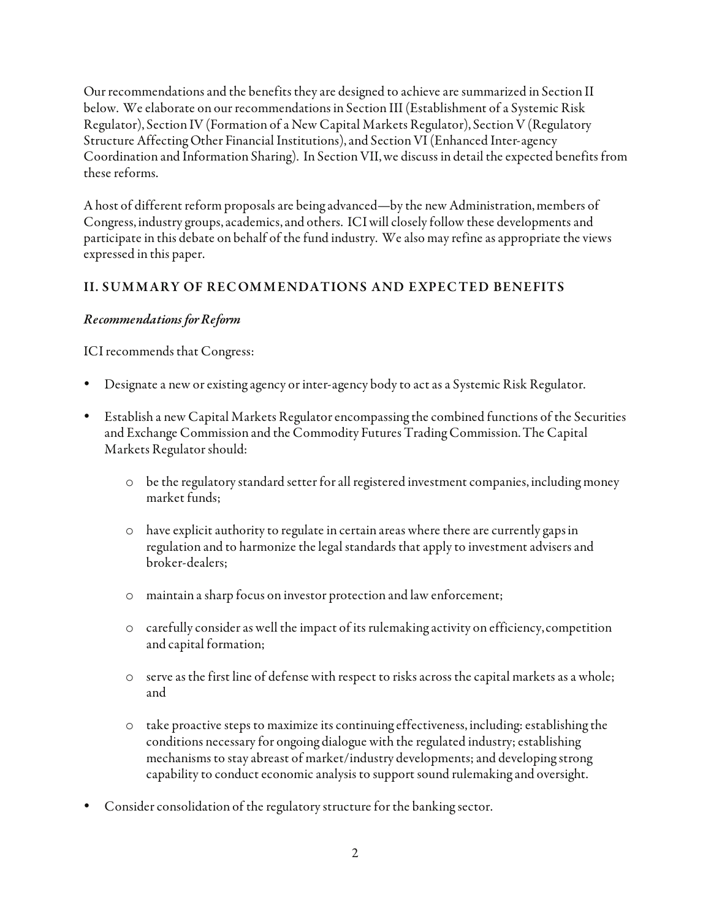Our recommendations and the benefits they are designed to achieve are summarized in Section II below. We elaborate on our recommendations in Section III (Establishment of a Systemic Risk Regulator), Section IV (Formation of a New Capital Markets Regulator), Section V (Regulatory Structure Affecting Other Financial Institutions), and Section VI (Enhanced Inter-agency Coordination and Information Sharing). In Section VII, we discuss in detail the expected benefits from these reforms.

A host of different reform proposals are being advanced—by the new Administration, members of Congress, industry groups, academics, and others. ICI will closely follow these developments and participate in this debate on behalf of the fund industry. We also may refine as appropriate the views expressed in this paper.

## II. SUMMARY OF RECOMMENDATIONS AND EXPECTED BENEFITS

### *Recommendations for Reform*

ICI recommends that Congress:

- Designate a new or existing agency or inter-agency body to act as a Systemic Risk Regulator.
- Establish a new Capital Markets Regulator encompassing the combined functions of the Securities and Exchange Commission and the Commodity Futures Trading Commission. The Capital Markets Regulator should:
  - be the regulatory standard setter for all registered investment companies, including money market funds;
  - have explicit authority to regulate in certain areas where there are currently gaps in regulation and to harmonize the legal standards that apply to investment advisers and broker-dealers;
  - maintain a sharp focus on investor protection and law enforcement;
  - carefully consider as well the impact of its rulemaking activity on efficiency, competition and capital formation;
  - serve as the first line of defense with respect to risks across the capital markets as a whole; and
  - take proactive steps to maximize its continuing effectiveness, including: establishing the conditions necessary for ongoing dialogue with the regulated industry; establishing mechanisms to stay abreast of market/industry developments; and developing strong capability to conduct economic analysis to support sound rulemaking and oversight.
- Consider consolidation of the regulatory structure for the banking sector.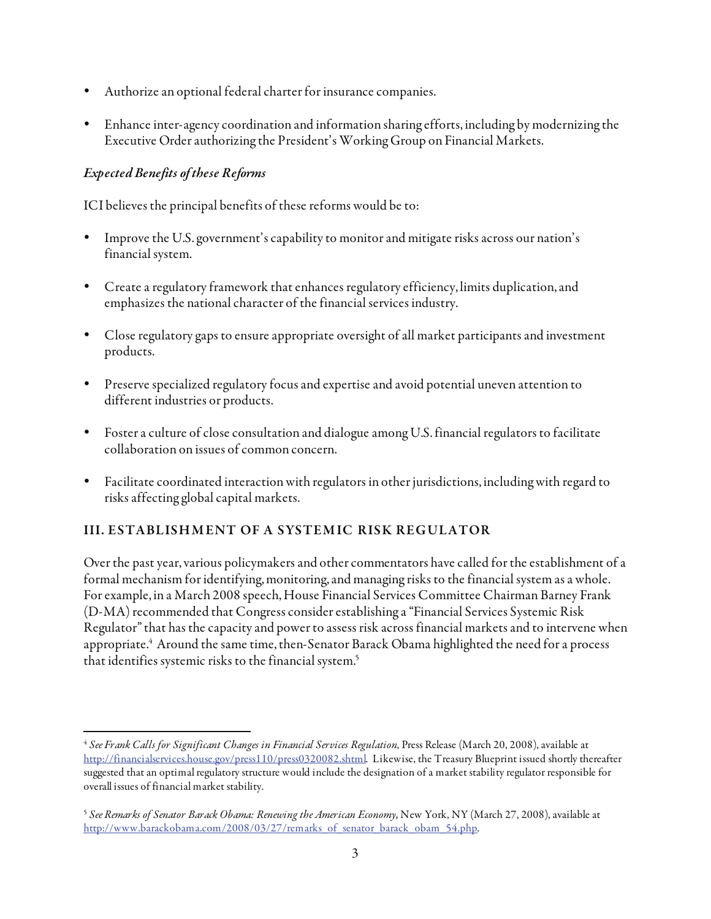- Authorize an optional federal charter for insurance companies.
- Enhance inter-agency coordination and information sharing efforts, including by modernizing the Executive Order authorizing the President's Working Group on Financial Markets.

### *Expected Benefits of these Reforms*

ICI believes the principal benefits of these reforms would be to:

- Improve the U.S. government's capability to monitor and mitigate risks across our nation's financial system.
- Create a regulatory framework that enhances regulatory efficiency, limits duplication, and emphasizes the national character of the financial services industry.
- Close regulatory gaps to ensure appropriate oversight of all market participants and investment products.
- Preserve specialized regulatory focus and expertise and avoid potential uneven attention to different industries or products.
- Foster a culture of close consultation and dialogue among U.S. financial regulators to facilitate collaboration on issues of common concern.
- Facilitate coordinated interaction with regulators in other jurisdictions, including with regard to risks affecting global capital markets.

## III. ESTABLISHMENT OF A SYSTEMIC RISK REGULATOR

Over the past year, various policymakers and other commentators have called for the establishment of a formal mechanism for identifying, monitoring, and managing risks to the financial system as a whole. For example, in a March 2008 speech, House Financial Services Committee Chairman Barney Frank (D-MA) recommended that Congress consider establishing a "Financial Services Systemic Risk Regulator" that has the capacity and power to assess risk across financial markets and to intervene when appropriate.[4] Around the same time, then-Senator Barack Obama highlighted the need for a process that identifies systemic risks to the financial system.[5]

---

[4] *See Frank Calls for Significant Changes in Financial Services Regulation*, Press Release (March 20, 2008), available at http://financialservices.house.gov/press110/press0320082.shtml. Likewise, the Treasury Blueprint issued shortly thereafter suggested that an optimal regulatory structure would include the designation of a market stability regulator responsible for overall issues of financial market stability.

[5] *See Remarks of Senator Barack Obama: Renewing the American Economy,* New York, NY (March 27, 2008), available at http://www.barackobama.com/2008/03/27/remarks_of_senator_barack_obam_54.php.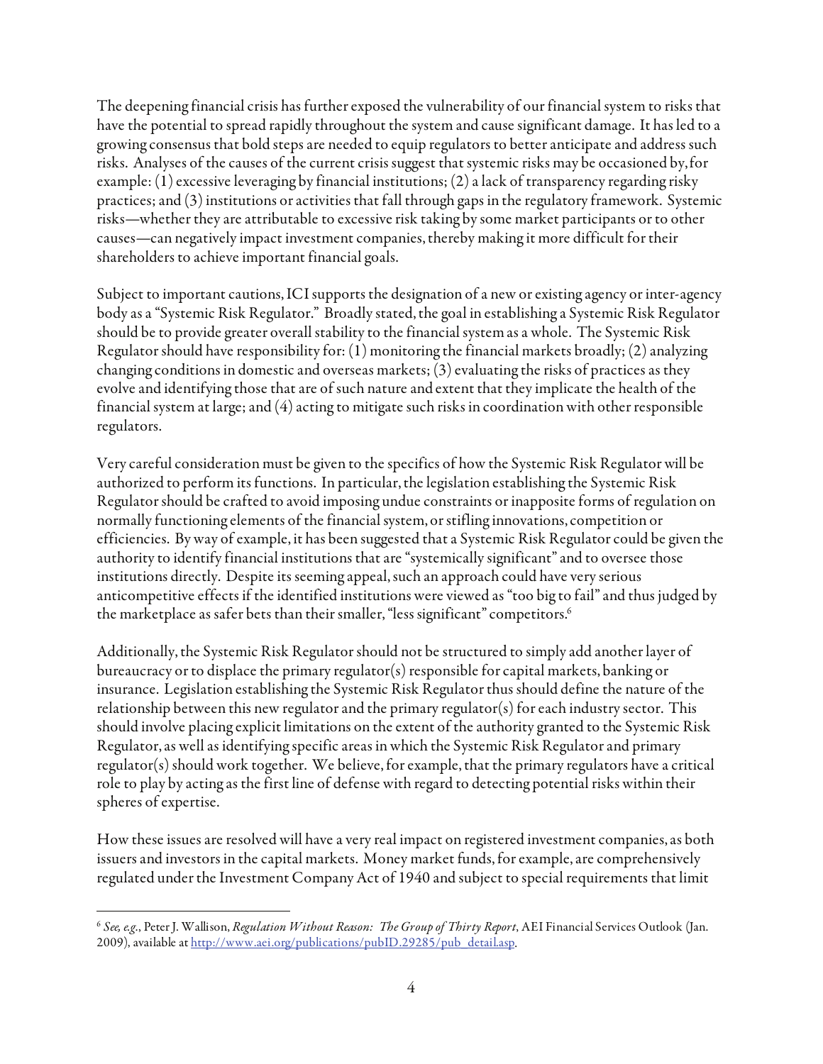The deepening financial crisis has further exposed the vulnerability of our financial system to risks that have the potential to spread rapidly throughout the system and cause significant damage. It has led to a growing consensus that bold steps are needed to equip regulators to better anticipate and address such risks. Analyses of the causes of the current crisis suggest that systemic risks may be occasioned by, for example: (1) excessive leveraging by financial institutions; (2) a lack of transparency regarding risky practices; and (3) institutions or activities that fall through gaps in the regulatory framework. Systemic risks—whether they are attributable to excessive risk taking by some market participants or to other causes—can negatively impact investment companies, thereby making it more difficult for their shareholders to achieve important financial goals.

Subject to important cautions, ICI supports the designation of a new or existing agency or inter-agency body as a "Systemic Risk Regulator." Broadly stated, the goal in establishing a Systemic Risk Regulator should be to provide greater overall stability to the financial system as a whole. The Systemic Risk Regulator should have responsibility for: (1) monitoring the financial markets broadly; (2) analyzing changing conditions in domestic and overseas markets; (3) evaluating the risks of practices as they evolve and identifying those that are of such nature and extent that they implicate the health of the financial system at large; and (4) acting to mitigate such risks in coordination with other responsible regulators.

Very careful consideration must be given to the specifics of how the Systemic Risk Regulator will be authorized to perform its functions. In particular, the legislation establishing the Systemic Risk Regulator should be crafted to avoid imposing undue constraints or inapposite forms of regulation on normally functioning elements of the financial system, or stifling innovations, competition or efficiencies. By way of example, it has been suggested that a Systemic Risk Regulator could be given the authority to identify financial institutions that are "systemically significant" and to oversee those institutions directly. Despite its seeming appeal, such an approach could have very serious anticompetitive effects if the identified institutions were viewed as "too big to fail" and thus judged by the marketplace as safer bets than their smaller, "less significant" competitors.[6]

Additionally, the Systemic Risk Regulator should not be structured to simply add another layer of bureaucracy or to displace the primary regulator(s) responsible for capital markets, banking or insurance. Legislation establishing the Systemic Risk Regulator thus should define the nature of the relationship between this new regulator and the primary regulator(s) for each industry sector. This should involve placing explicit limitations on the extent of the authority granted to the Systemic Risk Regulator, as well as identifying specific areas in which the Systemic Risk Regulator and primary regulator(s) should work together. We believe, for example, that the primary regulators have a critical role to play by acting as the first line of defense with regard to detecting potential risks within their spheres of expertise.

How these issues are resolved will have a very real impact on registered investment companies, as both issuers and investors in the capital markets. Money market funds, for example, are comprehensively regulated under the Investment Company Act of 1940 and subject to special requirements that limit

---

[6] *See, e.g.*, Peter J. Wallison, *Regulation Without Reason: The Group of Thirty Report*, AEI Financial Services Outlook (Jan. 2009), available at http://www.aei.org/publications/pubID.29285/pub_detail.asp.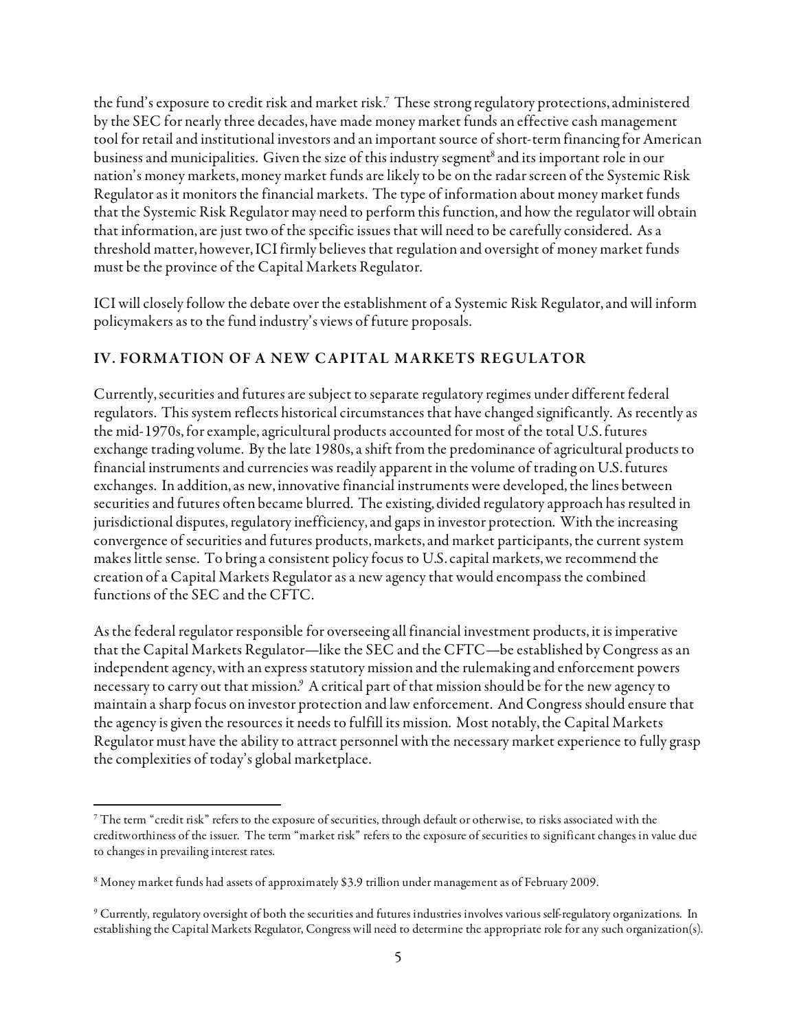the fund's exposure to credit risk and market risk.[7] These strong regulatory protections, administered by the SEC for nearly three decades, have made money market funds an effective cash management tool for retail and institutional investors and an important source of short-term financing for American business and municipalities. Given the size of this industry segment[8] and its important role in our nation's money markets, money market funds are likely to be on the radar screen of the Systemic Risk Regulator as it monitors the financial markets. The type of information about money market funds that the Systemic Risk Regulator may need to perform this function, and how the regulator will obtain that information, are just two of the specific issues that will need to be carefully considered. As a threshold matter, however, ICI firmly believes that regulation and oversight of money market funds must be the province of the Capital Markets Regulator.

ICI will closely follow the debate over the establishment of a Systemic Risk Regulator, and will inform policymakers as to the fund industry's views of future proposals.

## IV. FORMATION OF A NEW CAPITAL MARKETS REGULATOR

Currently, securities and futures are subject to separate regulatory regimes under different federal regulators. This system reflects historical circumstances that have changed significantly. As recently as the mid-1970s, for example, agricultural products accounted for most of the total U.S. futures exchange trading volume. By the late 1980s, a shift from the predominance of agricultural products to financial instruments and currencies was readily apparent in the volume of trading on U.S. futures exchanges. In addition, as new, innovative financial instruments were developed, the lines between securities and futures often became blurred. The existing, divided regulatory approach has resulted in jurisdictional disputes, regulatory inefficiency, and gaps in investor protection. With the increasing convergence of securities and futures products, markets, and market participants, the current system makes little sense. To bring a consistent policy focus to U.S. capital markets, we recommend the creation of a Capital Markets Regulator as a new agency that would encompass the combined functions of the SEC and the CFTC.

As the federal regulator responsible for overseeing all financial investment products, it is imperative that the Capital Markets Regulator—like the SEC and the CFTC—be established by Congress as an independent agency, with an express statutory mission and the rulemaking and enforcement powers necessary to carry out that mission.[9] A critical part of that mission should be for the new agency to maintain a sharp focus on investor protection and law enforcement. And Congress should ensure that the agency is given the resources it needs to fulfill its mission. Most notably, the Capital Markets Regulator must have the ability to attract personnel with the necessary market experience to fully grasp the complexities of today's global marketplace.

---

[7] The term "credit risk" refers to the exposure of securities, through default or otherwise, to risks associated with the creditworthiness of the issuer. The term "market risk" refers to the exposure of securities to significant changes in value due to changes in prevailing interest rates.

[8] Money market funds had assets of approximately $3.9 trillion under management as of February 2009.

[9] Currently, regulatory oversight of both the securities and futures industries involves various self-regulatory organizations. In establishing the Capital Markets Regulator, Congress will need to determine the appropriate role for any such organization(s).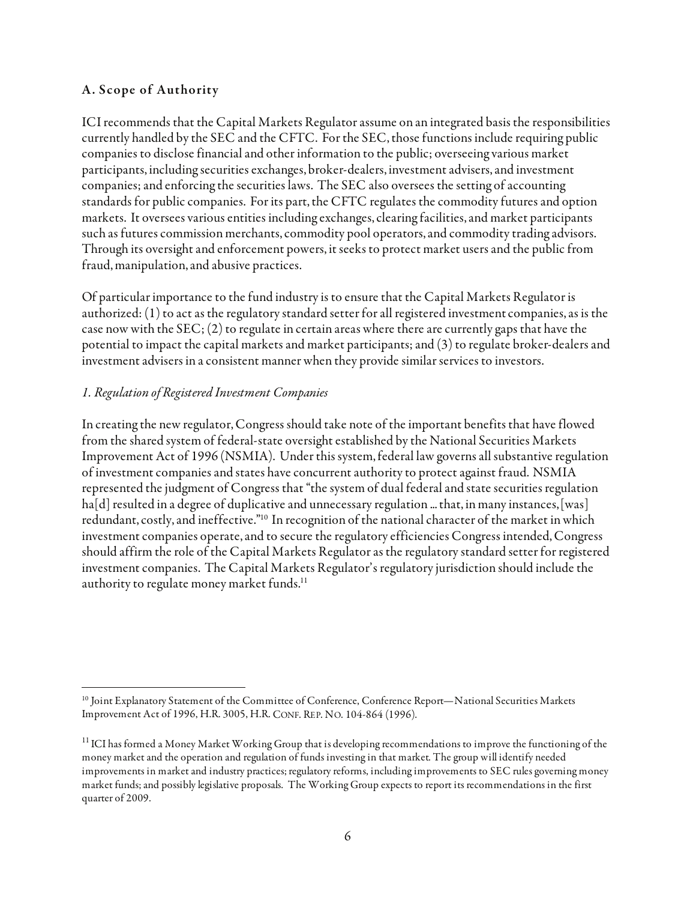### A. Scope of Authority

ICI recommends that the Capital Markets Regulator assume on an integrated basis the responsibilities currently handled by the SEC and the CFTC. For the SEC, those functions include requiring public companies to disclose financial and other information to the public; overseeing various market participants, including securities exchanges, broker-dealers, investment advisers, and investment companies; and enforcing the securities laws. The SEC also oversees the setting of accounting standards for public companies. For its part, the CFTC regulates the commodity futures and option markets. It oversees various entities including exchanges, clearing facilities, and market participants such as futures commission merchants, commodity pool operators, and commodity trading advisors. Through its oversight and enforcement powers, it seeks to protect market users and the public from fraud, manipulation, and abusive practices.

Of particular importance to the fund industry is to ensure that the Capital Markets Regulator is authorized: (1) to act as the regulatory standard setter for all registered investment companies, as is the case now with the SEC; (2) to regulate in certain areas where there are currently gaps that have the potential to impact the capital markets and market participants; and (3) to regulate broker-dealers and investment advisers in a consistent manner when they provide similar services to investors.

#### *1. Regulation of Registered Investment Companies*

In creating the new regulator, Congress should take note of the important benefits that have flowed from the shared system of federal-state oversight established by the National Securities Markets Improvement Act of 1996 (NSMIA). Under this system, federal law governs all substantive regulation of investment companies and states have concurrent authority to protect against fraud. NSMIA represented the judgment of Congress that "the system of dual federal and state securities regulation ha[d] resulted in a degree of duplicative and unnecessary regulation … that, in many instances, [was] redundant, costly, and ineffective."[10] In recognition of the national character of the market in which investment companies operate, and to secure the regulatory efficiencies Congress intended, Congress should affirm the role of the Capital Markets Regulator as the regulatory standard setter for registered investment companies. The Capital Markets Regulator's regulatory jurisdiction should include the authority to regulate money market funds.[11]

---

[10] Joint Explanatory Statement of the Committee of Conference, Conference Report—National Securities Markets Improvement Act of 1996, H.R. 3005, H.R. CONF. REP. NO. 104-864 (1996).

[11] ICI has formed a Money Market Working Group that is developing recommendations to improve the functioning of the money market and the operation and regulation of funds investing in that market. The group will identify needed improvements in market and industry practices; regulatory reforms, including improvements to SEC rules governing money market funds; and possibly legislative proposals. The Working Group expects to report its recommendations in the first quarter of 2009.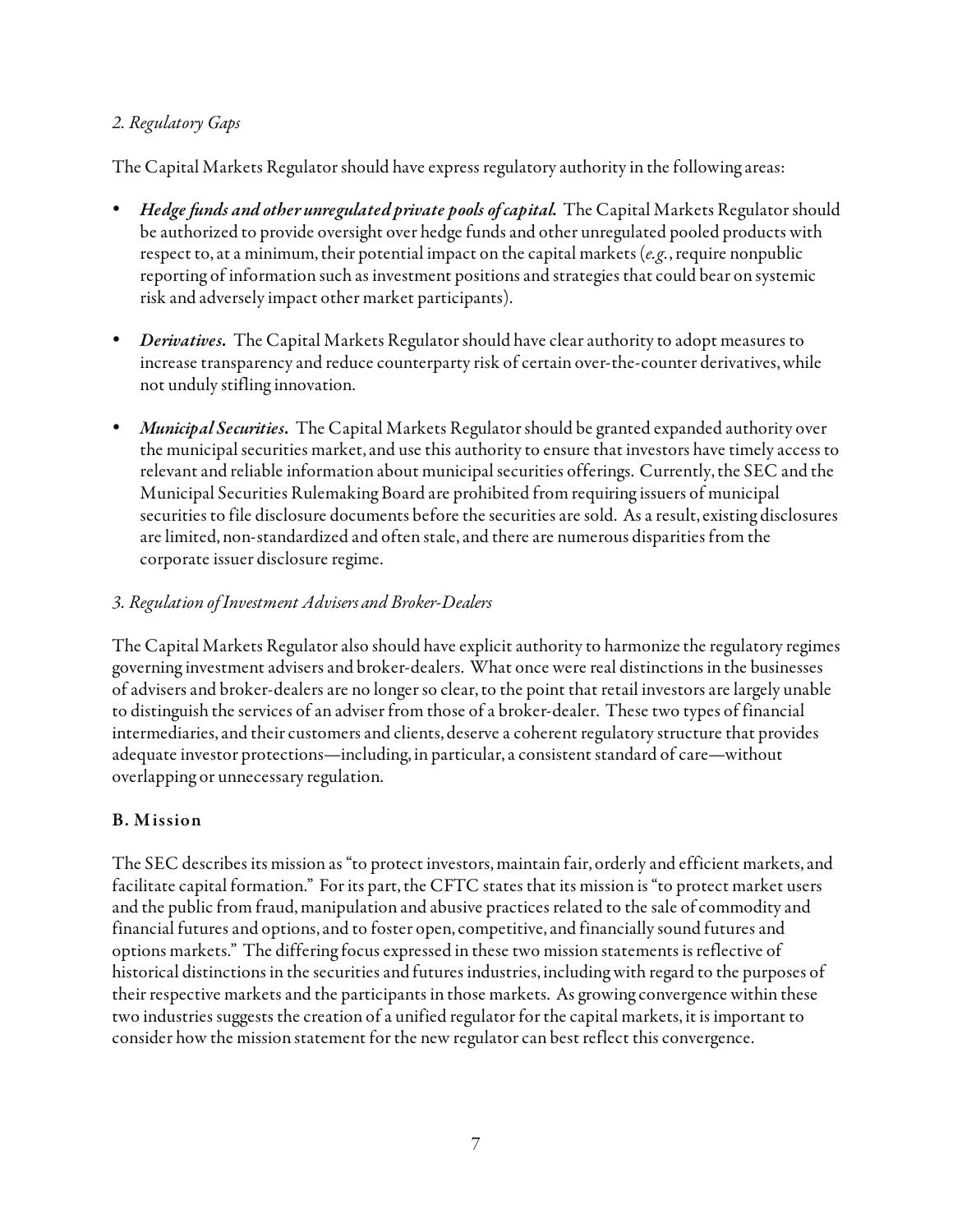### *2. Regulatory Gaps*

The Capital Markets Regulator should have express regulatory authority in the following areas:

- ***Hedge funds and other unregulated private pools of capital.*** The Capital Markets Regulator should be authorized to provide oversight over hedge funds and other unregulated pooled products with respect to, at a minimum, their potential impact on the capital markets (*e.g.*, require nonpublic reporting of information such as investment positions and strategies that could bear on systemic risk and adversely impact other market participants).

- ***Derivatives.*** The Capital Markets Regulator should have clear authority to adopt measures to increase transparency and reduce counterparty risk of certain over-the-counter derivatives, while not unduly stifling innovation.

- ***Municipal Securities.*** The Capital Markets Regulator should be granted expanded authority over the municipal securities market, and use this authority to ensure that investors have timely access to relevant and reliable information about municipal securities offerings. Currently, the SEC and the Municipal Securities Rulemaking Board are prohibited from requiring issuers of municipal securities to file disclosure documents before the securities are sold. As a result, existing disclosures are limited, non-standardized and often stale, and there are numerous disparities from the corporate issuer disclosure regime.

### *3. Regulation of Investment Advisers and Broker-Dealers*

The Capital Markets Regulator also should have explicit authority to harmonize the regulatory regimes governing investment advisers and broker-dealers. What once were real distinctions in the businesses of advisers and broker-dealers are no longer so clear, to the point that retail investors are largely unable to distinguish the services of an adviser from those of a broker-dealer. These two types of financial intermediaries, and their customers and clients, deserve a coherent regulatory structure that provides adequate investor protections—including, in particular, a consistent standard of care—without overlapping or unnecessary regulation.

## B. Mission

The SEC describes its mission as "to protect investors, maintain fair, orderly and efficient markets, and facilitate capital formation." For its part, the CFTC states that its mission is "to protect market users and the public from fraud, manipulation and abusive practices related to the sale of commodity and financial futures and options, and to foster open, competitive, and financially sound futures and options markets." The differing focus expressed in these two mission statements is reflective of historical distinctions in the securities and futures industries, including with regard to the purposes of their respective markets and the participants in those markets. As growing convergence within these two industries suggests the creation of a unified regulator for the capital markets, it is important to consider how the mission statement for the new regulator can best reflect this convergence.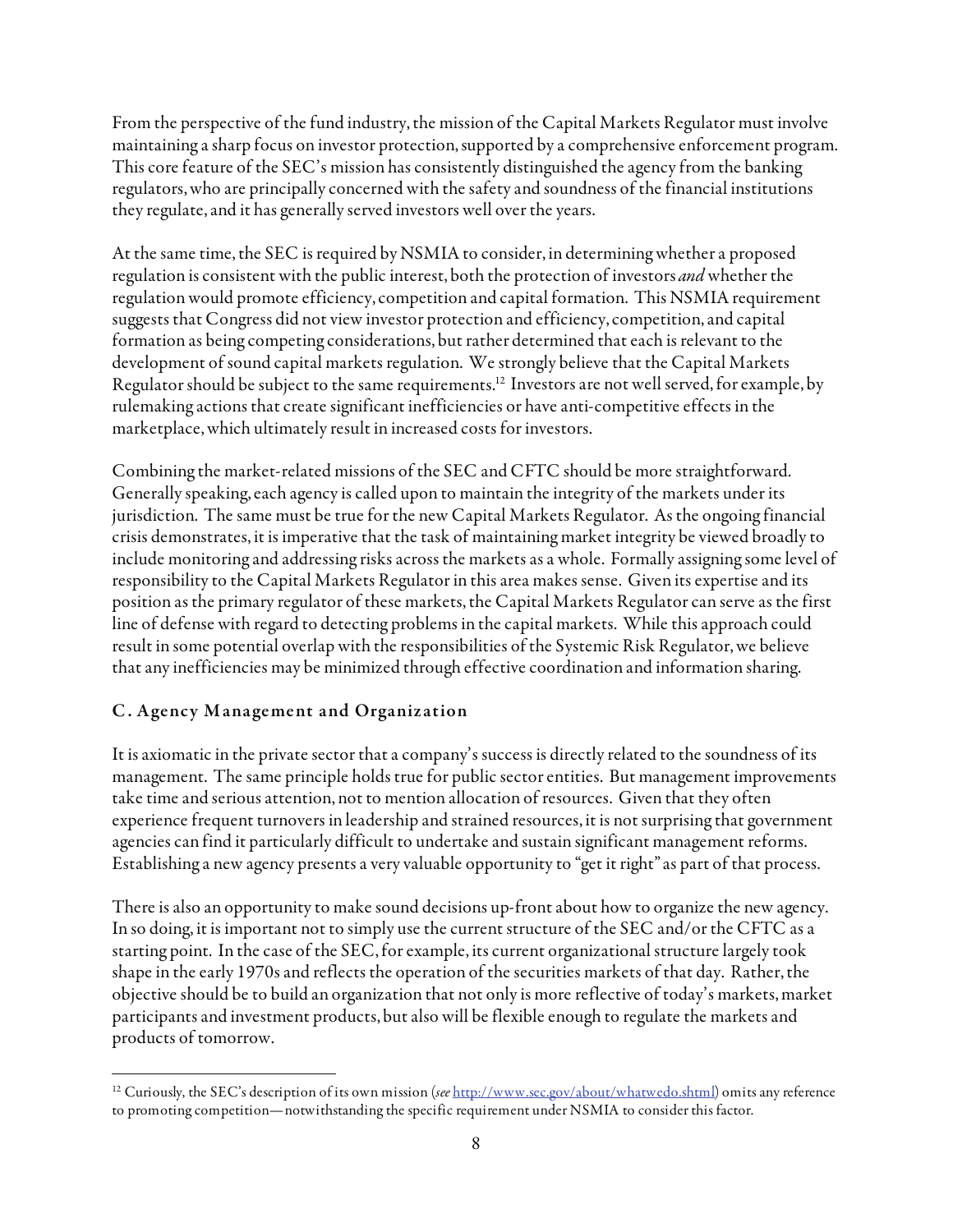From the perspective of the fund industry, the mission of the Capital Markets Regulator must involve maintaining a sharp focus on investor protection, supported by a comprehensive enforcement program. This core feature of the SEC's mission has consistently distinguished the agency from the banking regulators, who are principally concerned with the safety and soundness of the financial institutions they regulate, and it has generally served investors well over the years.

At the same time, the SEC is required by NSMIA to consider, in determining whether a proposed regulation is consistent with the public interest, both the protection of investors *and* whether the regulation would promote efficiency, competition and capital formation. This NSMIA requirement suggests that Congress did not view investor protection and efficiency, competition, and capital formation as being competing considerations, but rather determined that each is relevant to the development of sound capital markets regulation. We strongly believe that the Capital Markets Regulator should be subject to the same requirements.[12] Investors are not well served, for example, by rulemaking actions that create significant inefficiencies or have anti-competitive effects in the marketplace, which ultimately result in increased costs for investors.

Combining the market-related missions of the SEC and CFTC should be more straightforward. Generally speaking, each agency is called upon to maintain the integrity of the markets under its jurisdiction. The same must be true for the new Capital Markets Regulator. As the ongoing financial crisis demonstrates, it is imperative that the task of maintaining market integrity be viewed broadly to include monitoring and addressing risks across the markets as a whole. Formally assigning some level of responsibility to the Capital Markets Regulator in this area makes sense. Given its expertise and its position as the primary regulator of these markets, the Capital Markets Regulator can serve as the first line of defense with regard to detecting problems in the capital markets. While this approach could result in some potential overlap with the responsibilities of the Systemic Risk Regulator, we believe that any inefficiencies may be minimized through effective coordination and information sharing.

### C. Agency Management and Organization

It is axiomatic in the private sector that a company's success is directly related to the soundness of its management. The same principle holds true for public sector entities. But management improvements take time and serious attention, not to mention allocation of resources. Given that they often experience frequent turnovers in leadership and strained resources, it is not surprising that government agencies can find it particularly difficult to undertake and sustain significant management reforms. Establishing a new agency presents a very valuable opportunity to "get it right" as part of that process.

There is also an opportunity to make sound decisions up-front about how to organize the new agency. In so doing, it is important not to simply use the current structure of the SEC and/or the CFTC as a starting point. In the case of the SEC, for example, its current organizational structure largely took shape in the early 1970s and reflects the operation of the securities markets of that day. Rather, the objective should be to build an organization that not only is more reflective of today's markets, market participants and investment products, but also will be flexible enough to regulate the markets and products of tomorrow.

---

[12] Curiously, the SEC's description of its own mission (*see* http://www.sec.gov/about/whatwedo.shtml) omits any reference to promoting competition— notwithstanding the specific requirement under NSMIA to consider this factor.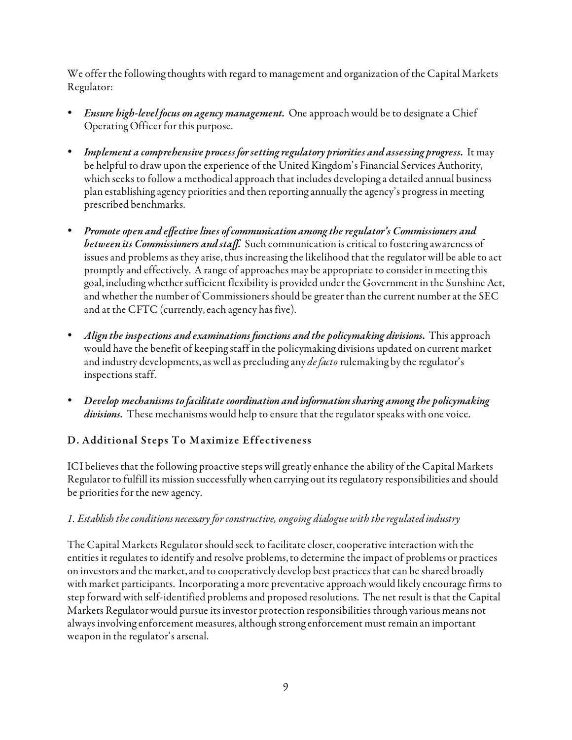We offer the following thoughts with regard to management and organization of the Capital Markets Regulator:

- ***Ensure high-level focus on agency management.*** One approach would be to designate a Chief Operating Officer for this purpose.
- ***Implement a comprehensive process for setting regulatory priorities and assessing progress.*** It may be helpful to draw upon the experience of the United Kingdom's Financial Services Authority, which seeks to follow a methodical approach that includes developing a detailed annual business plan establishing agency priorities and then reporting annually the agency's progress in meeting prescribed benchmarks.
- ***Promote open and effective lines of communication among the regulator's Commissioners and between its Commissioners and staff.*** Such communication is critical to fostering awareness of issues and problems as they arise, thus increasing the likelihood that the regulator will be able to act promptly and effectively. A range of approaches may be appropriate to consider in meeting this goal, including whether sufficient flexibility is provided under the Government in the Sunshine Act, and whether the number of Commissioners should be greater than the current number at the SEC and at the CFTC (currently, each agency has five).
- ***Align the inspections and examinations functions and the policymaking divisions.*** This approach would have the benefit of keeping staff in the policymaking divisions updated on current market and industry developments, as well as precluding any *de facto* rulemaking by the regulator's inspections staff.
- ***Develop mechanisms to facilitate coordination and information sharing among the policymaking divisions.*** These mechanisms would help to ensure that the regulator speaks with one voice.

### D. Additional Steps To Maximize Effectiveness

ICI believes that the following proactive steps will greatly enhance the ability of the Capital Markets Regulator to fulfill its mission successfully when carrying out its regulatory responsibilities and should be priorities for the new agency.

#### *1. Establish the conditions necessary for constructive, ongoing dialogue with the regulated industry*

The Capital Markets Regulator should seek to facilitate closer, cooperative interaction with the entities it regulates to identify and resolve problems, to determine the impact of problems or practices on investors and the market, and to cooperatively develop best practices that can be shared broadly with market participants. Incorporating a more preventative approach would likely encourage firms to step forward with self-identified problems and proposed resolutions. The net result is that the Capital Markets Regulator would pursue its investor protection responsibilities through various means not always involving enforcement measures, although strong enforcement must remain an important weapon in the regulator's arsenal.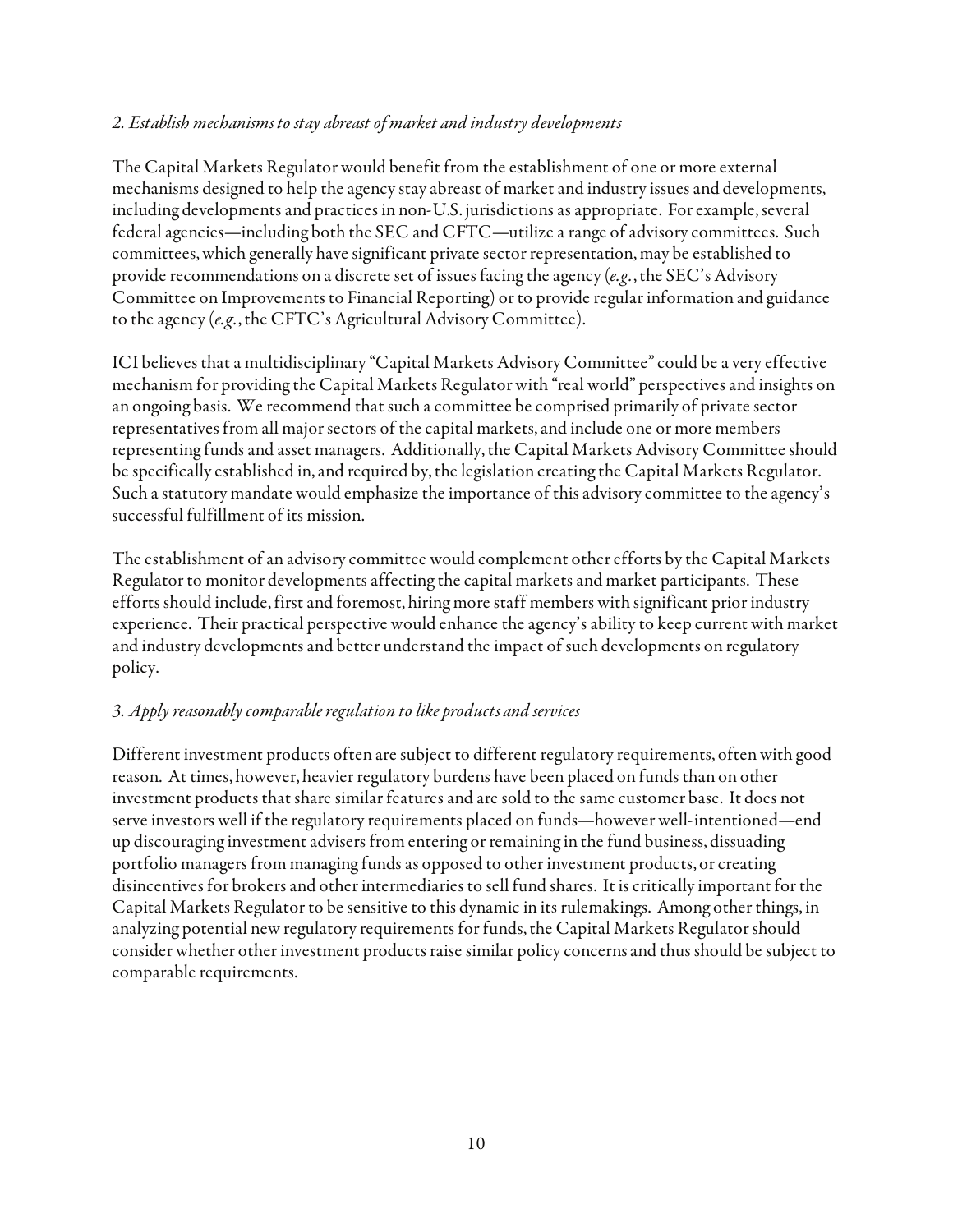*2. Establish mechanisms to stay abreast of market and industry developments*

The Capital Markets Regulator would benefit from the establishment of one or more external mechanisms designed to help the agency stay abreast of market and industry issues and developments, including developments and practices in non-U.S. jurisdictions as appropriate. For example, several federal agencies—including both the SEC and CFTC—utilize a range of advisory committees. Such committees, which generally have significant private sector representation, may be established to provide recommendations on a discrete set of issues facing the agency (*e.g.*, the SEC's Advisory Committee on Improvements to Financial Reporting) or to provide regular information and guidance to the agency (*e.g.*, the CFTC's Agricultural Advisory Committee).

ICI believes that a multidisciplinary "Capital Markets Advisory Committee" could be a very effective mechanism for providing the Capital Markets Regulator with "real world" perspectives and insights on an ongoing basis. We recommend that such a committee be comprised primarily of private sector representatives from all major sectors of the capital markets, and include one or more members representing funds and asset managers. Additionally, the Capital Markets Advisory Committee should be specifically established in, and required by, the legislation creating the Capital Markets Regulator. Such a statutory mandate would emphasize the importance of this advisory committee to the agency's successful fulfillment of its mission.

The establishment of an advisory committee would complement other efforts by the Capital Markets Regulator to monitor developments affecting the capital markets and market participants. These efforts should include, first and foremost, hiring more staff members with significant prior industry experience. Their practical perspective would enhance the agency's ability to keep current with market and industry developments and better understand the impact of such developments on regulatory policy.

*3. Apply reasonably comparable regulation to like products and services*

Different investment products often are subject to different regulatory requirements, often with good reason. At times, however, heavier regulatory burdens have been placed on funds than on other investment products that share similar features and are sold to the same customer base. It does not serve investors well if the regulatory requirements placed on funds—however well-intentioned—end up discouraging investment advisers from entering or remaining in the fund business, dissuading portfolio managers from managing funds as opposed to other investment products, or creating disincentives for brokers and other intermediaries to sell fund shares. It is critically important for the Capital Markets Regulator to be sensitive to this dynamic in its rulemakings. Among other things, in analyzing potential new regulatory requirements for funds, the Capital Markets Regulator should consider whether other investment products raise similar policy concerns and thus should be subject to comparable requirements.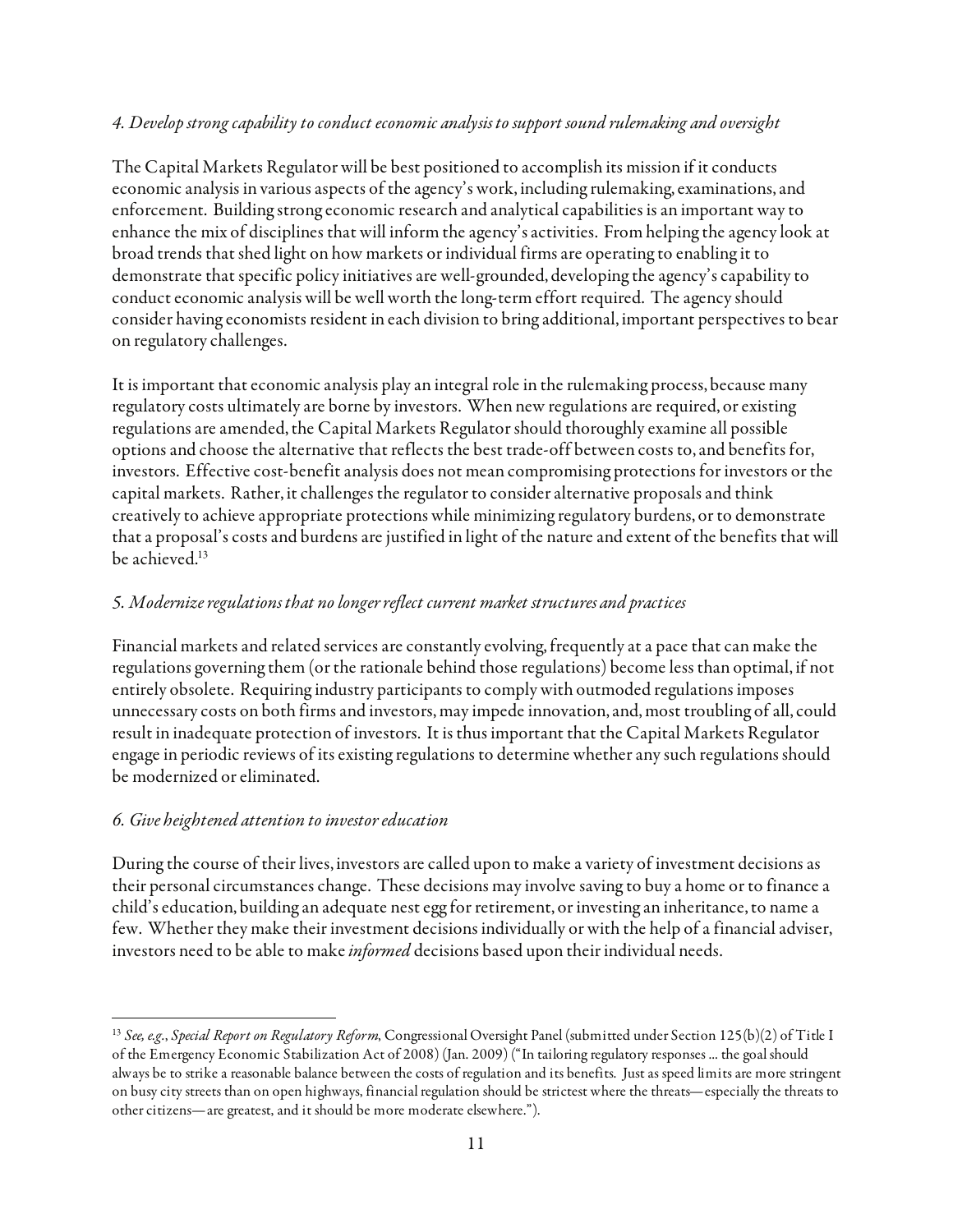*4. Develop strong capability to conduct economic analysis to support sound rulemaking and oversight*

The Capital Markets Regulator will be best positioned to accomplish its mission if it conducts economic analysis in various aspects of the agency's work, including rulemaking, examinations, and enforcement. Building strong economic research and analytical capabilities is an important way to enhance the mix of disciplines that will inform the agency's activities. From helping the agency look at broad trends that shed light on how markets or individual firms are operating to enabling it to demonstrate that specific policy initiatives are well-grounded, developing the agency's capability to conduct economic analysis will be well worth the long-term effort required. The agency should consider having economists resident in each division to bring additional, important perspectives to bear on regulatory challenges.

It is important that economic analysis play an integral role in the rulemaking process, because many regulatory costs ultimately are borne by investors. When new regulations are required, or existing regulations are amended, the Capital Markets Regulator should thoroughly examine all possible options and choose the alternative that reflects the best trade-off between costs to, and benefits for, investors. Effective cost-benefit analysis does not mean compromising protections for investors or the capital markets. Rather, it challenges the regulator to consider alternative proposals and think creatively to achieve appropriate protections while minimizing regulatory burdens, or to demonstrate that a proposal's costs and burdens are justified in light of the nature and extent of the benefits that will be achieved.[13]

*5. Modernize regulations that no longer reflect current market structures and practices*

Financial markets and related services are constantly evolving, frequently at a pace that can make the regulations governing them (or the rationale behind those regulations) become less than optimal, if not entirely obsolete. Requiring industry participants to comply with outmoded regulations imposes unnecessary costs on both firms and investors, may impede innovation, and, most troubling of all, could result in inadequate protection of investors. It is thus important that the Capital Markets Regulator engage in periodic reviews of its existing regulations to determine whether any such regulations should be modernized or eliminated.

*6. Give heightened attention to investor education*

During the course of their lives, investors are called upon to make a variety of investment decisions as their personal circumstances change. These decisions may involve saving to buy a home or to finance a child's education, building an adequate nest egg for retirement, or investing an inheritance, to name a few. Whether they make their investment decisions individually or with the help of a financial adviser, investors need to be able to make *informed* decisions based upon their individual needs.

---

[13] *See, e.g.*, *Special Report on Regulatory Reform*, Congressional Oversight Panel (submitted under Section 125(b)(2) of Title I of the Emergency Economic Stabilization Act of 2008) (Jan. 2009) ("In tailoring regulatory responses … the goal should always be to strike a reasonable balance between the costs of regulation and its benefits. Just as speed limits are more stringent on busy city streets than on open highways, financial regulation should be strictest where the threats—especially the threats to other citizens—are greatest, and it should be more moderate elsewhere.").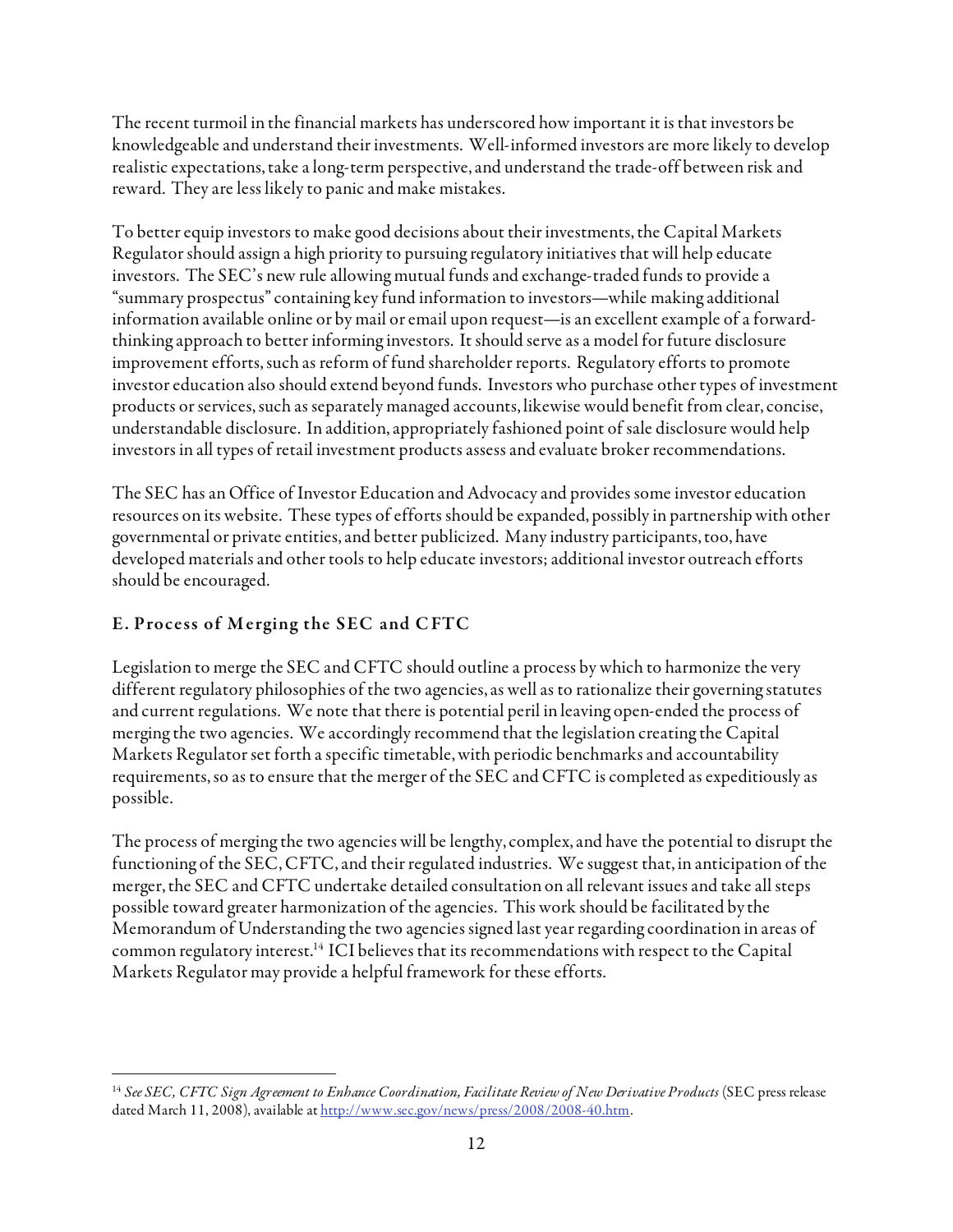The recent turmoil in the financial markets has underscored how important it is that investors be knowledgeable and understand their investments. Well-informed investors are more likely to develop realistic expectations, take a long-term perspective, and understand the trade-off between risk and reward. They are less likely to panic and make mistakes.

To better equip investors to make good decisions about their investments, the Capital Markets Regulator should assign a high priority to pursuing regulatory initiatives that will help educate investors. The SEC's new rule allowing mutual funds and exchange-traded funds to provide a "summary prospectus" containing key fund information to investors—while making additional information available online or by mail or email upon request—is an excellent example of a forward-thinking approach to better informing investors. It should serve as a model for future disclosure improvement efforts, such as reform of fund shareholder reports. Regulatory efforts to promote investor education also should extend beyond funds. Investors who purchase other types of investment products or services, such as separately managed accounts, likewise would benefit from clear, concise, understandable disclosure. In addition, appropriately fashioned point of sale disclosure would help investors in all types of retail investment products assess and evaluate broker recommendations.

The SEC has an Office of Investor Education and Advocacy and provides some investor education resources on its website. These types of efforts should be expanded, possibly in partnership with other governmental or private entities, and better publicized. Many industry participants, too, have developed materials and other tools to help educate investors; additional investor outreach efforts should be encouraged.

### E. Process of Merging the SEC and CFTC

Legislation to merge the SEC and CFTC should outline a process by which to harmonize the very different regulatory philosophies of the two agencies, as well as to rationalize their governing statutes and current regulations. We note that there is potential peril in leaving open-ended the process of merging the two agencies. We accordingly recommend that the legislation creating the Capital Markets Regulator set forth a specific timetable, with periodic benchmarks and accountability requirements, so as to ensure that the merger of the SEC and CFTC is completed as expeditiously as possible.

The process of merging the two agencies will be lengthy, complex, and have the potential to disrupt the functioning of the SEC, CFTC, and their regulated industries. We suggest that, in anticipation of the merger, the SEC and CFTC undertake detailed consultation on all relevant issues and take all steps possible toward greater harmonization of the agencies. This work should be facilitated by the Memorandum of Understanding the two agencies signed last year regarding coordination in areas of common regulatory interest.[14] ICI believes that its recommendations with respect to the Capital Markets Regulator may provide a helpful framework for these efforts.

---

[14] *See SEC, CFTC Sign Agreement to Enhance Coordination, Facilitate Review of New Derivative Products* (SEC press release dated March 11, 2008), available at http://www.sec.gov/news/press/2008/2008-40.htm.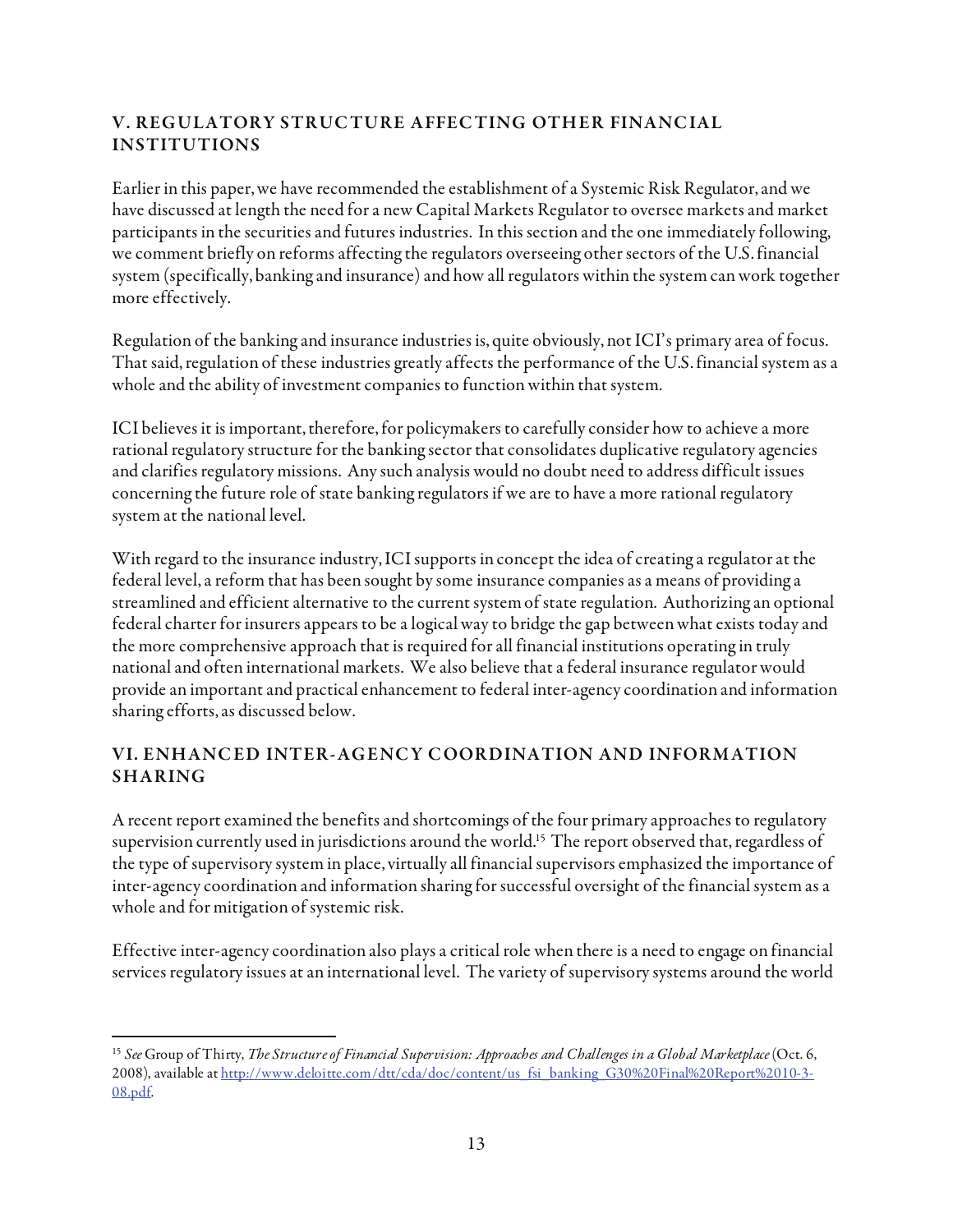## V. REGULATORY STRUCTURE AFFECTING OTHER FINANCIAL INSTITUTIONS

Earlier in this paper, we have recommended the establishment of a Systemic Risk Regulator, and we have discussed at length the need for a new Capital Markets Regulator to oversee markets and market participants in the securities and futures industries. In this section and the one immediately following, we comment briefly on reforms affecting the regulators overseeing other sectors of the U.S. financial system (specifically, banking and insurance) and how all regulators within the system can work together more effectively.

Regulation of the banking and insurance industries is, quite obviously, not ICI's primary area of focus. That said, regulation of these industries greatly affects the performance of the U.S. financial system as a whole and the ability of investment companies to function within that system.

ICI believes it is important, therefore, for policymakers to carefully consider how to achieve a more rational regulatory structure for the banking sector that consolidates duplicative regulatory agencies and clarifies regulatory missions. Any such analysis would no doubt need to address difficult issues concerning the future role of state banking regulators if we are to have a more rational regulatory system at the national level.

With regard to the insurance industry, ICI supports in concept the idea of creating a regulator at the federal level, a reform that has been sought by some insurance companies as a means of providing a streamlined and efficient alternative to the current system of state regulation. Authorizing an optional federal charter for insurers appears to be a logical way to bridge the gap between what exists today and the more comprehensive approach that is required for all financial institutions operating in truly national and often international markets. We also believe that a federal insurance regulator would provide an important and practical enhancement to federal inter-agency coordination and information sharing efforts, as discussed below.

## VI. ENHANCED INTER-AGENCY COORDINATION AND INFORMATION SHARING

A recent report examined the benefits and shortcomings of the four primary approaches to regulatory supervision currently used in jurisdictions around the world.[15] The report observed that, regardless of the type of supervisory system in place, virtually all financial supervisors emphasized the importance of inter-agency coordination and information sharing for successful oversight of the financial system as a whole and for mitigation of systemic risk.

Effective inter-agency coordination also plays a critical role when there is a need to engage on financial services regulatory issues at an international level. The variety of supervisory systems around the world

---

[15] *See* Group of Thirty, *The Structure of Financial Supervision: Approaches and Challenges in a Global Marketplace* (Oct. 6, 2008), available at http://www.deloitte.com/dtt/cda/doc/content/us_fsi_banking_G30%20Final%20Report%2010-3-08.pdf.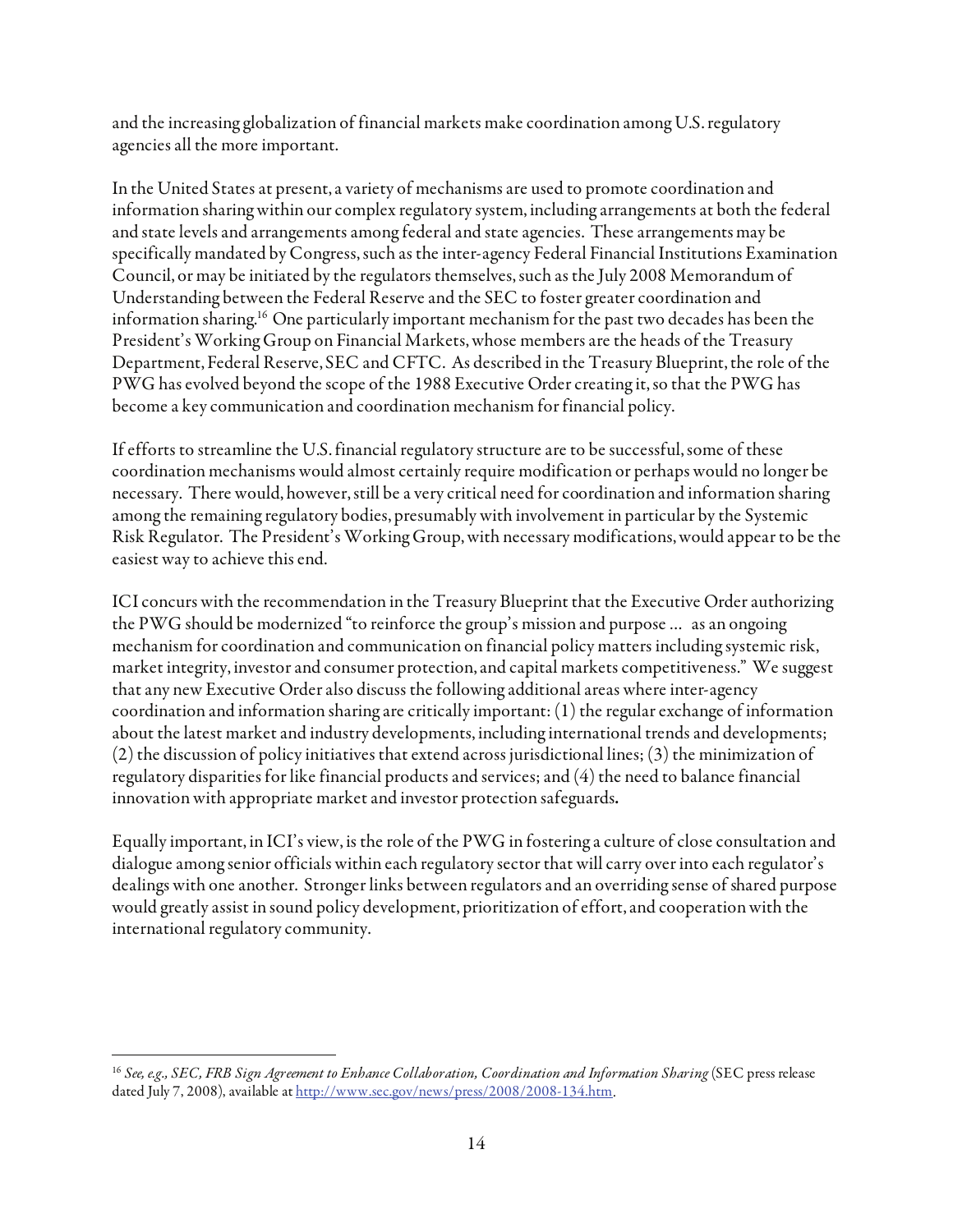and the increasing globalization of financial markets make coordination among U.S. regulatory agencies all the more important.

In the United States at present, a variety of mechanisms are used to promote coordination and information sharing within our complex regulatory system, including arrangements at both the federal and state levels and arrangements among federal and state agencies. These arrangements may be specifically mandated by Congress, such as the inter-agency Federal Financial Institutions Examination Council, or may be initiated by the regulators themselves, such as the July 2008 Memorandum of Understanding between the Federal Reserve and the SEC to foster greater coordination and information sharing.[16] One particularly important mechanism for the past two decades has been the President's Working Group on Financial Markets, whose members are the heads of the Treasury Department, Federal Reserve, SEC and CFTC. As described in the Treasury Blueprint, the role of the PWG has evolved beyond the scope of the 1988 Executive Order creating it, so that the PWG has become a key communication and coordination mechanism for financial policy.

If efforts to streamline the U.S. financial regulatory structure are to be successful, some of these coordination mechanisms would almost certainly require modification or perhaps would no longer be necessary. There would, however, still be a very critical need for coordination and information sharing among the remaining regulatory bodies, presumably with involvement in particular by the Systemic Risk Regulator. The President's Working Group, with necessary modifications, would appear to be the easiest way to achieve this end.

ICI concurs with the recommendation in the Treasury Blueprint that the Executive Order authorizing the PWG should be modernized "to reinforce the group's mission and purpose … as an ongoing mechanism for coordination and communication on financial policy matters including systemic risk, market integrity, investor and consumer protection, and capital markets competitiveness." We suggest that any new Executive Order also discuss the following additional areas where inter-agency coordination and information sharing are critically important: (1) the regular exchange of information about the latest market and industry developments, including international trends and developments; (2) the discussion of policy initiatives that extend across jurisdictional lines; (3) the minimization of regulatory disparities for like financial products and services; and (4) the need to balance financial innovation with appropriate market and investor protection safeguards.

Equally important, in ICI's view, is the role of the PWG in fostering a culture of close consultation and dialogue among senior officials within each regulatory sector that will carry over into each regulator's dealings with one another. Stronger links between regulators and an overriding sense of shared purpose would greatly assist in sound policy development, prioritization of effort, and cooperation with the international regulatory community.

---

[16] *See, e.g., SEC, FRB Sign Agreement to Enhance Collaboration, Coordination and Information Sharing* (SEC press release dated July 7, 2008), available at http://www.sec.gov/news/press/2008/2008-134.htm.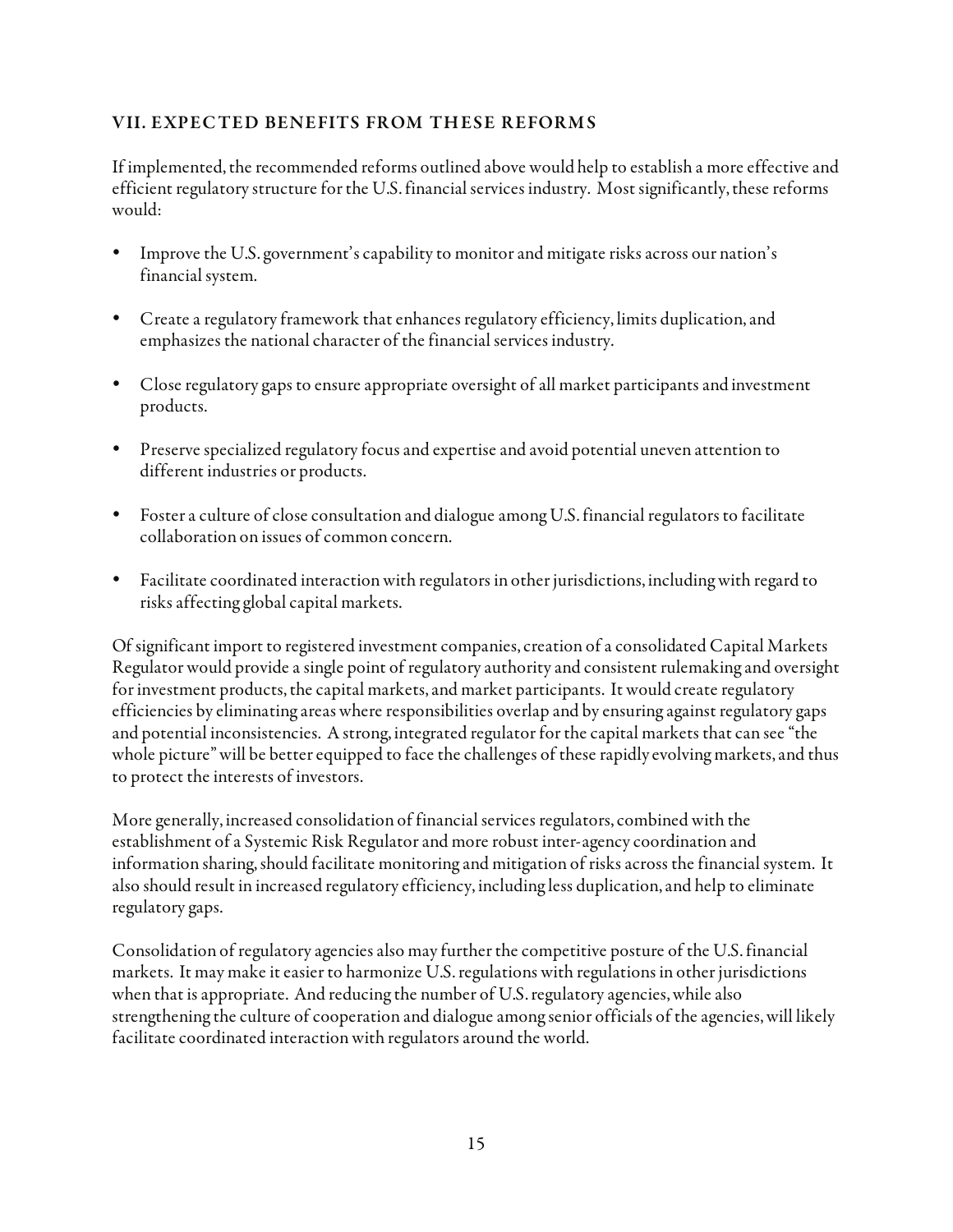## VII. EXPECTED BENEFITS FROM THESE REFORMS

If implemented, the recommended reforms outlined above would help to establish a more effective and efficient regulatory structure for the U.S. financial services industry. Most significantly, these reforms would:

- Improve the U.S. government's capability to monitor and mitigate risks across our nation's financial system.
- Create a regulatory framework that enhances regulatory efficiency, limits duplication, and emphasizes the national character of the financial services industry.
- Close regulatory gaps to ensure appropriate oversight of all market participants and investment products.
- Preserve specialized regulatory focus and expertise and avoid potential uneven attention to different industries or products.
- Foster a culture of close consultation and dialogue among U.S. financial regulators to facilitate collaboration on issues of common concern.
- Facilitate coordinated interaction with regulators in other jurisdictions, including with regard to risks affecting global capital markets.

Of significant import to registered investment companies, creation of a consolidated Capital Markets Regulator would provide a single point of regulatory authority and consistent rulemaking and oversight for investment products, the capital markets, and market participants. It would create regulatory efficiencies by eliminating areas where responsibilities overlap and by ensuring against regulatory gaps and potential inconsistencies. A strong, integrated regulator for the capital markets that can see "the whole picture" will be better equipped to face the challenges of these rapidly evolving markets, and thus to protect the interests of investors.

More generally, increased consolidation of financial services regulators, combined with the establishment of a Systemic Risk Regulator and more robust inter-agency coordination and information sharing, should facilitate monitoring and mitigation of risks across the financial system. It also should result in increased regulatory efficiency, including less duplication, and help to eliminate regulatory gaps.

Consolidation of regulatory agencies also may further the competitive posture of the U.S. financial markets. It may make it easier to harmonize U.S. regulations with regulations in other jurisdictions when that is appropriate. And reducing the number of U.S. regulatory agencies, while also strengthening the culture of cooperation and dialogue among senior officials of the agencies, will likely facilitate coordinated interaction with regulators around the world.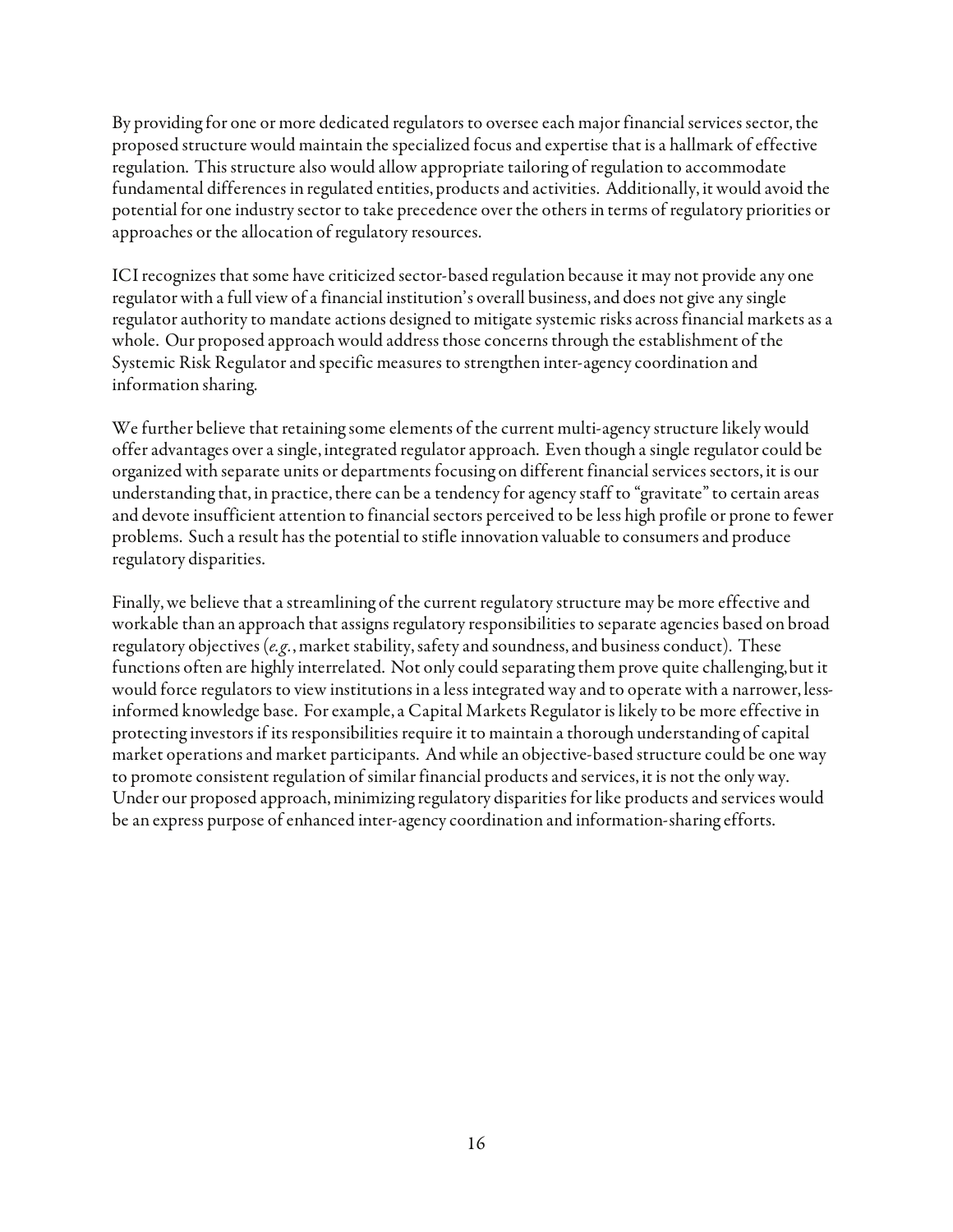By providing for one or more dedicated regulators to oversee each major financial services sector, the proposed structure would maintain the specialized focus and expertise that is a hallmark of effective regulation. This structure also would allow appropriate tailoring of regulation to accommodate fundamental differences in regulated entities, products and activities. Additionally, it would avoid the potential for one industry sector to take precedence over the others in terms of regulatory priorities or approaches or the allocation of regulatory resources.

ICI recognizes that some have criticized sector-based regulation because it may not provide any one regulator with a full view of a financial institution's overall business, and does not give any single regulator authority to mandate actions designed to mitigate systemic risks across financial markets as a whole. Our proposed approach would address those concerns through the establishment of the Systemic Risk Regulator and specific measures to strengthen inter-agency coordination and information sharing.

We further believe that retaining some elements of the current multi-agency structure likely would offer advantages over a single, integrated regulator approach. Even though a single regulator could be organized with separate units or departments focusing on different financial services sectors, it is our understanding that, in practice, there can be a tendency for agency staff to "gravitate" to certain areas and devote insufficient attention to financial sectors perceived to be less high profile or prone to fewer problems. Such a result has the potential to stifle innovation valuable to consumers and produce regulatory disparities.

Finally, we believe that a streamlining of the current regulatory structure may be more effective and workable than an approach that assigns regulatory responsibilities to separate agencies based on broad regulatory objectives (*e.g.*, market stability, safety and soundness, and business conduct). These functions often are highly interrelated. Not only could separating them prove quite challenging, but it would force regulators to view institutions in a less integrated way and to operate with a narrower, less-informed knowledge base. For example, a Capital Markets Regulator is likely to be more effective in protecting investors if its responsibilities require it to maintain a thorough understanding of capital market operations and market participants. And while an objective-based structure could be one way to promote consistent regulation of similar financial products and services, it is not the only way. Under our proposed approach, minimizing regulatory disparities for like products and services would be an express purpose of enhanced inter-agency coordination and information-sharing efforts.